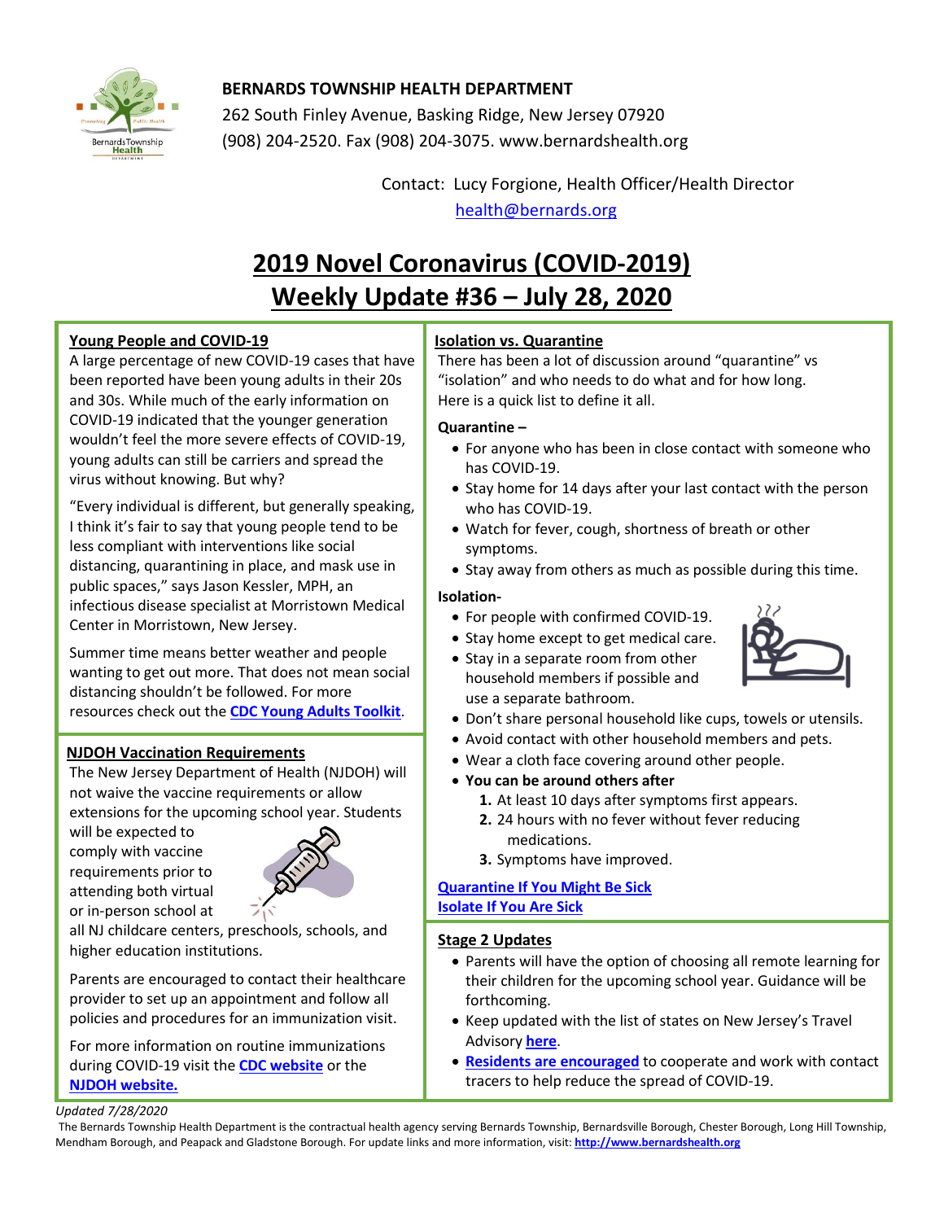**BERNARDS TOWNSHIP HEALTH DEPARTMENT**
262 South Finley Avenue, Basking Ridge, New Jersey 07920
(908) 204-2520. Fax (908) 204-3075. www.bernardshealth.org

Contact: Lucy Forgione, Health Officer/Health Director
health@bernards.org

# 2019 Novel Coronavirus (COVID-2019)
# Weekly Update #36 – July 28, 2020

## Young People and COVID-19

A large percentage of new COVID-19 cases that have been reported have been young adults in their 20s and 30s. While much of the early information on COVID-19 indicated that the younger generation wouldn't feel the more severe effects of COVID-19, young adults can still be carriers and spread the virus without knowing. But why?

"Every individual is different, but generally speaking, I think it's fair to say that young people tend to be less compliant with interventions like social distancing, quarantining in place, and mask use in public spaces," says Jason Kessler, MPH, an infectious disease specialist at Morristown Medical Center in Morristown, New Jersey.

Summer time means better weather and people wanting to get out more. That does not mean social distancing shouldn't be followed. For more resources check out the **CDC Young Adults Toolkit**.

## NJDOH Vaccination Requirements

The New Jersey Department of Health (NJDOH) will not waive the vaccine requirements or allow extensions for the upcoming school year. Students will be expected to comply with vaccine requirements prior to attending both virtual or in-person school at all NJ childcare centers, preschools, schools, and higher education institutions.

Parents are encouraged to contact their healthcare provider to set up an appointment and follow all policies and procedures for an immunization visit.

For more information on routine immunizations during COVID-19 visit the **CDC website** or the **NJDOH website.**

## Isolation vs. Quarantine

There has been a lot of discussion around "quarantine" vs "isolation" and who needs to do what and for how long. Here is a quick list to define it all.

**Quarantine –**

- For anyone who has been in close contact with someone who has COVID-19.
- Stay home for 14 days after your last contact with the person who has COVID-19.
- Watch for fever, cough, shortness of breath or other symptoms.
- Stay away from others as much as possible during this time.

**Isolation-**

- For people with confirmed COVID-19.
- Stay home except to get medical care.
- Stay in a separate room from other household members if possible and use a separate bathroom.
- Don't share personal household like cups, towels or utensils.
- Avoid contact with other household members and pets.
- Wear a cloth face covering around other people.
- **You can be around others after**
  1. At least 10 days after symptoms first appears.
  2. 24 hours with no fever without fever reducing medications.
  3. Symptoms have improved.

**Quarantine If You Might Be Sick**
**Isolate If You Are Sick**

## Stage 2 Updates

- Parents will have the option of choosing all remote learning for their children for the upcoming school year. Guidance will be forthcoming.
- Keep updated with the list of states on New Jersey's Travel Advisory **here**.
- **Residents are encouraged** to cooperate and work with contact tracers to help reduce the spread of COVID-19.

*Updated 7/28/2020*

The Bernards Township Health Department is the contractual health agency serving Bernards Township, Bernardsville Borough, Chester Borough, Long Hill Township, Mendham Borough, and Peapack and Gladstone Borough. For update links and more information, visit: **http://www.bernardshealth.org**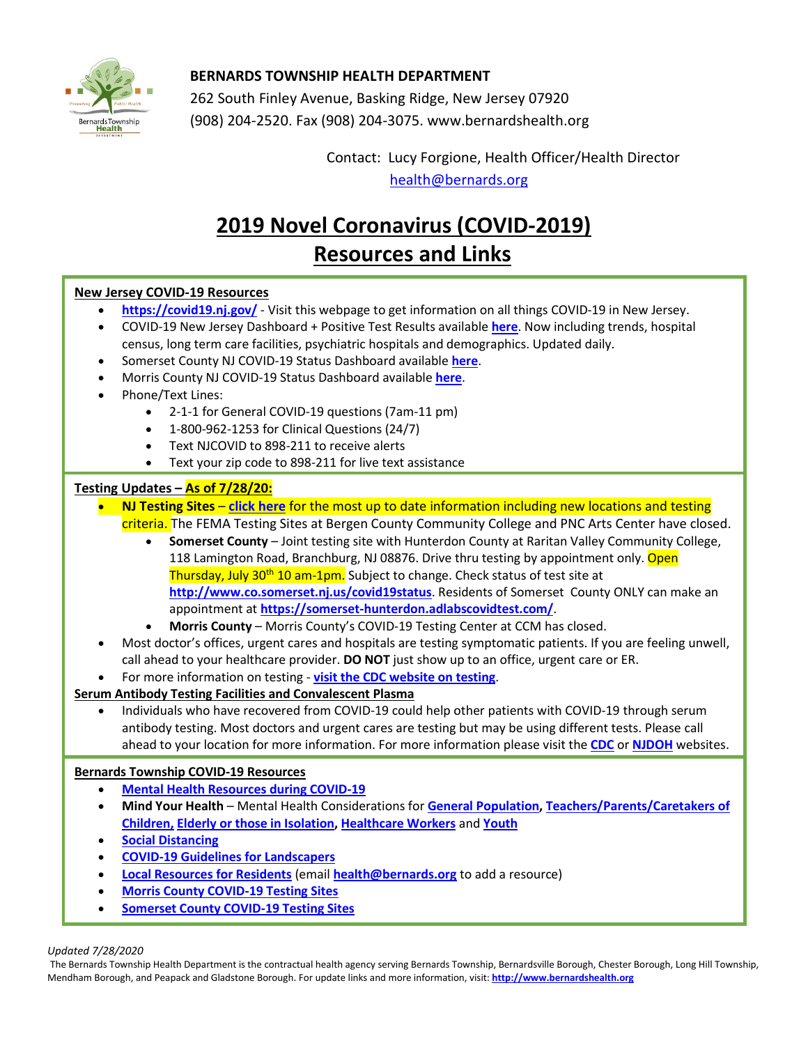**BERNARDS TOWNSHIP HEALTH DEPARTMENT**

262 South Finley Avenue, Basking Ridge, New Jersey 07920

(908) 204-2520. Fax (908) 204-3075. www.bernardshealth.org

Contact: Lucy Forgione, Health Officer/Health Director

health@bernards.org

# 2019 Novel Coronavirus (COVID-2019) Resources and Links

**New Jersey COVID-19 Resources**

- **https://covid19.nj.gov/** - Visit this webpage to get information on all things COVID-19 in New Jersey.
- COVID-19 New Jersey Dashboard + Positive Test Results available **here**. Now including trends, hospital census, long term care facilities, psychiatric hospitals and demographics. Updated daily.
- Somerset County NJ COVID-19 Status Dashboard available **here**.
- Morris County NJ COVID-19 Status Dashboard available **here**.
- Phone/Text Lines:
  - 2-1-1 for General COVID-19 questions (7am-11 pm)
  - 1-800-962-1253 for Clinical Questions (24/7)
  - Text NJCOVID to 898-211 to receive alerts
  - Text your zip code to 898-211 for live text assistance

**Testing Updates – As of 7/28/20:**

- **NJ Testing Sites** – **click here** for the most up to date information including new locations and testing criteria. The FEMA Testing Sites at Bergen County Community College and PNC Arts Center have closed.
  - **Somerset County** – Joint testing site with Hunterdon County at Raritan Valley Community College, 118 Lamington Road, Branchburg, NJ 08876. Drive thru testing by appointment only. Open Thursday, July 30th 10 am-1pm. Subject to change. Check status of test site at **http://www.co.somerset.nj.us/covid19status**. Residents of Somerset County ONLY can make an appointment at **https://somerset-hunterdon.adlabscovidtest.com/**.
  - **Morris County** – Morris County's COVID-19 Testing Center at CCM has closed.
- Most doctor's offices, urgent cares and hospitals are testing symptomatic patients. If you are feeling unwell, call ahead to your healthcare provider. **DO NOT** just show up to an office, urgent care or ER.
- For more information on testing - **visit the CDC website on testing**.

**Serum Antibody Testing Facilities and Convalescent Plasma**

- Individuals who have recovered from COVID-19 could help other patients with COVID-19 through serum antibody testing. Most doctors and urgent cares are testing but may be using different tests. Please call ahead to your location for more information. For more information please visit the **CDC** or **NJDOH** websites.

**Bernards Township COVID-19 Resources**

- **Mental Health Resources during COVID-19**
- **Mind Your Health** – Mental Health Considerations for **General Population**, **Teachers/Parents/Caretakers of Children**, **Elderly or those in Isolation**, **Healthcare Workers** and **Youth**
- **Social Distancing**
- **COVID-19 Guidelines for Landscapers**
- **Local Resources for Residents** (email **health@bernards.org** to add a resource)
- **Morris County COVID-19 Testing Sites**
- **Somerset County COVID-19 Testing Sites**

*Updated 7/28/2020*

The Bernards Township Health Department is the contractual health agency serving Bernards Township, Bernardsville Borough, Chester Borough, Long Hill Township, Mendham Borough, and Peapack and Gladstone Borough. For update links and more information, visit: **http://www.bernardshealth.org**